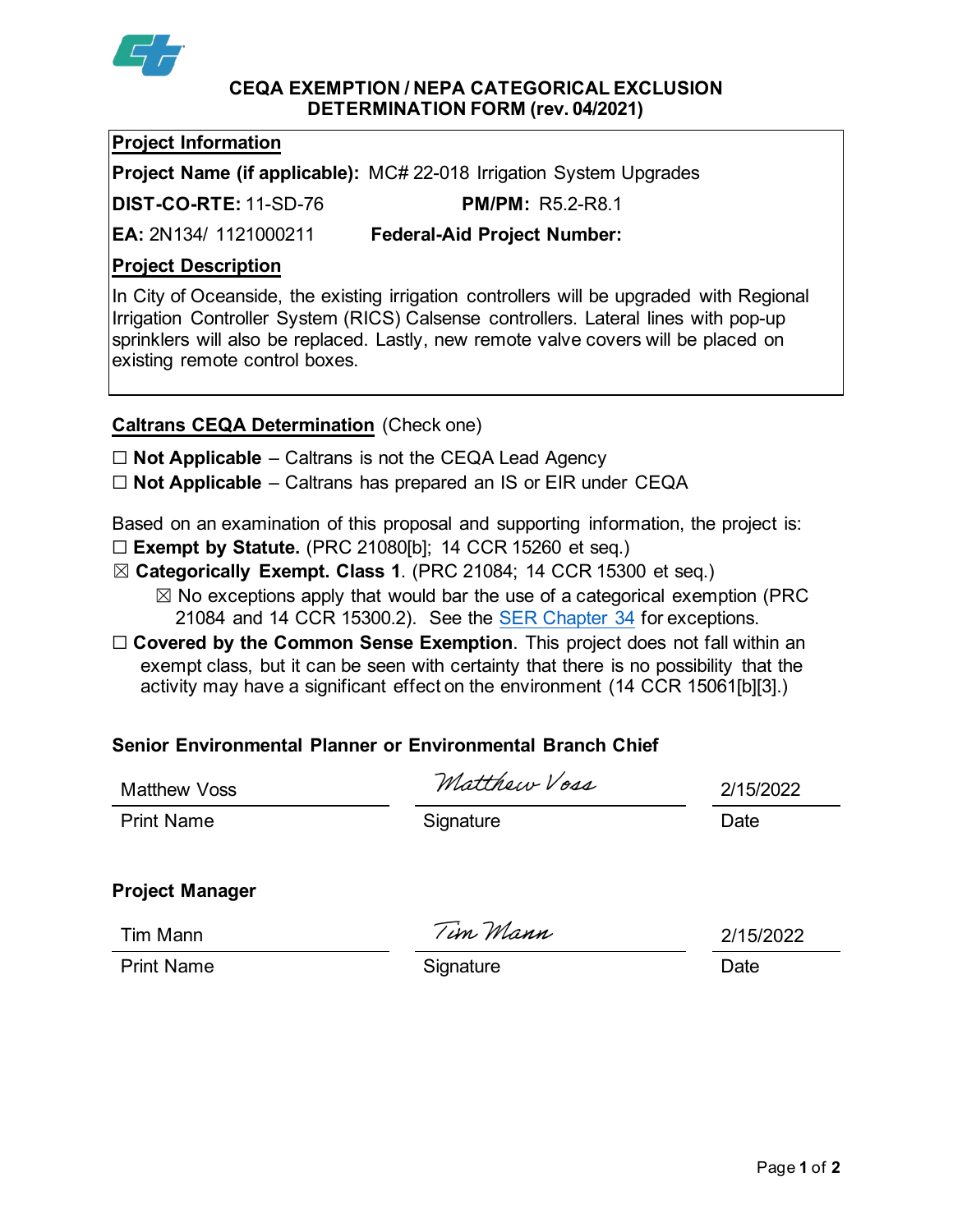# CEQA EXEMPTION / NEPA CATEGORICAL EXCLUSION DETERMINATION FORM (rev. 04/2021)

## Project Information

**Project Name (if applicable):** MC# 22-018 Irrigation System Upgrades

**DIST-CO-RTE:** 11-SD-76 **PM/PM:** R5.2-R8.1

**EA:** 2N134/ 1121000211 **Federal-Aid Project Number:**

## Project Description

In City of Oceanside, the existing irrigation controllers will be upgraded with Regional Irrigation Controller System (RICS) Calsense controllers. Lateral lines with pop-up sprinklers will also be replaced. Lastly, new remote valve covers will be placed on existing remote control boxes.

## Caltrans CEQA Determination (Check one)

☐ **Not Applicable** – Caltrans is not the CEQA Lead Agency

☐ **Not Applicable** – Caltrans has prepared an IS or EIR under CEQA

Based on an examination of this proposal and supporting information, the project is:

☐ **Exempt by Statute.** (PRC 21080[b]; 14 CCR 15260 et seq.)

☒ **Categorically Exempt. Class 1**. (PRC 21084; 14 CCR 15300 et seq.)

- ☒ No exceptions apply that would bar the use of a categorical exemption (PRC 21084 and 14 CCR 15300.2). See the SER Chapter 34 for exceptions.

☐ **Covered by the Common Sense Exemption**. This project does not fall within an exempt class, but it can be seen with certainty that there is no possibility that the activity may have a significant effect on the environment (14 CCR 15061[b][3].)

### Senior Environmental Planner or Environmental Branch Chief

| Matthew Voss | *Matthew Voss* | 2/15/2022 |
|---|---|---|
| Print Name | Signature | Date |

### Project Manager

| Tim Mann | *Tim Mann* | 2/15/2022 |
|---|---|---|
| Print Name | Signature | Date |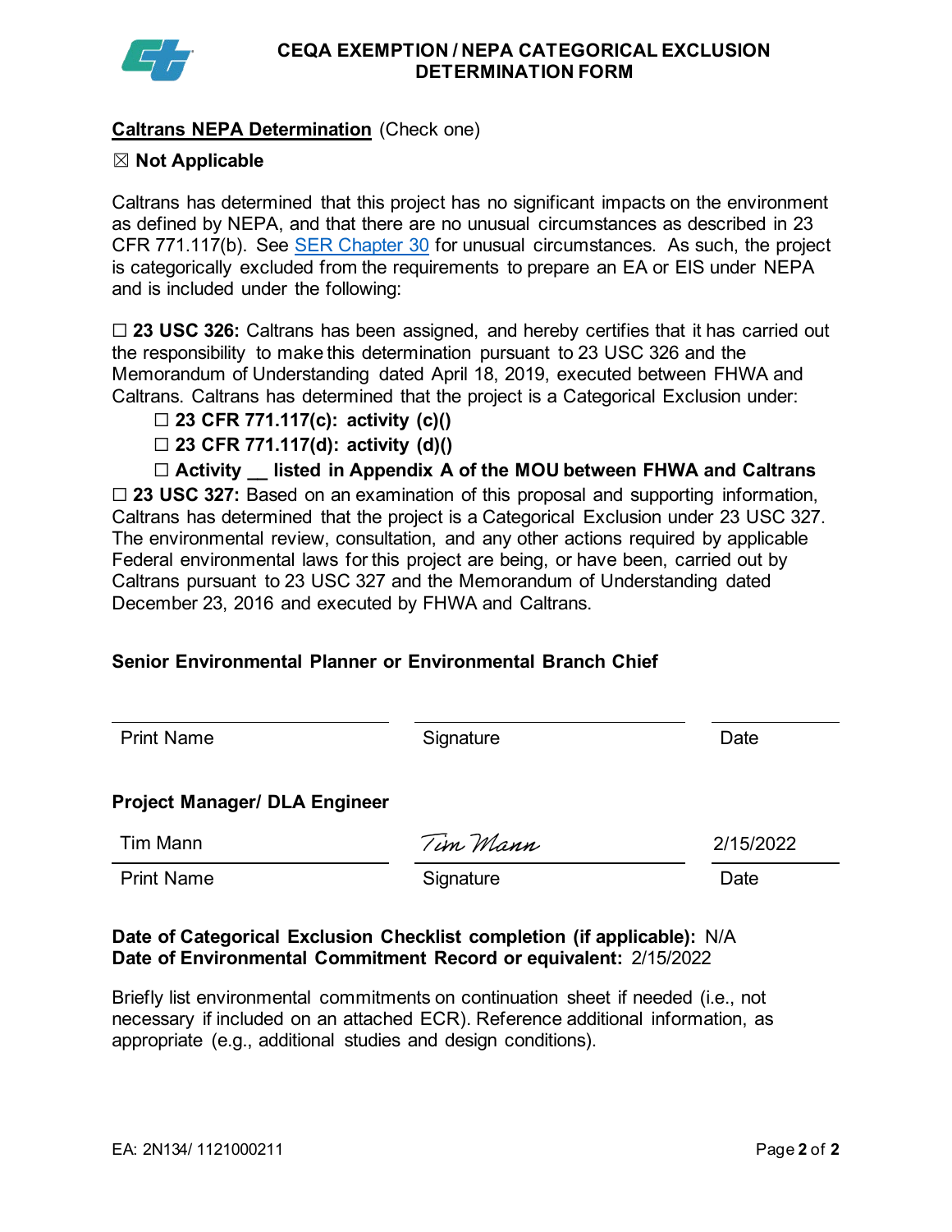# CEQA EXEMPTION / NEPA CATEGORICAL EXCLUSION DETERMINATION FORM

**Caltrans NEPA Determination** (Check one)

☒ **Not Applicable**

Caltrans has determined that this project has no significant impacts on the environment as defined by NEPA, and that there are no unusual circumstances as described in 23 CFR 771.117(b). See SER Chapter 30 for unusual circumstances. As such, the project is categorically excluded from the requirements to prepare an EA or EIS under NEPA and is included under the following:

☐ **23 USC 326:** Caltrans has been assigned, and hereby certifies that it has carried out the responsibility to make this determination pursuant to 23 USC 326 and the Memorandum of Understanding dated April 18, 2019, executed between FHWA and Caltrans. Caltrans has determined that the project is a Categorical Exclusion under:

- ☐ **23 CFR 771.117(c): activity (c)()**
- ☐ **23 CFR 771.117(d): activity (d)()**
- ☐ **Activity __ listed in Appendix A of the MOU between FHWA and Caltrans**

☐ **23 USC 327:** Based on an examination of this proposal and supporting information, Caltrans has determined that the project is a Categorical Exclusion under 23 USC 327. The environmental review, consultation, and any other actions required by applicable Federal environmental laws for this project are being, or have been, carried out by Caltrans pursuant to 23 USC 327 and the Memorandum of Understanding dated December 23, 2016 and executed by FHWA and Caltrans.

**Senior Environmental Planner or Environmental Branch Chief**

| | | |
|---|---|---|
| | | |
| Print Name | Signature | Date |

**Project Manager/ DLA Engineer**

| | | |
|---|---|---|
| Tim Mann | Tim Mann | 2/15/2022 |
| Print Name | Signature | Date |

**Date of Categorical Exclusion Checklist completion (if applicable):** N/A
**Date of Environmental Commitment Record or equivalent:** 2/15/2022

Briefly list environmental commitments on continuation sheet if needed (i.e., not necessary if included on an attached ECR). Reference additional information, as appropriate (e.g., additional studies and design conditions).

EA: 2N134/ 1121000211